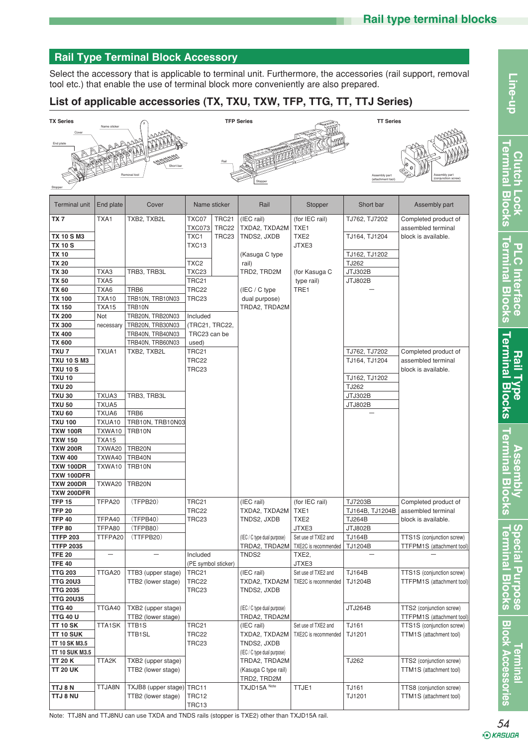## Rail Type Terminal Block Accessory

Select the accessory that is applicable to terminal unit. Furthermore, the accessories (rail support, removal tool etc.) that enable the use of terminal block more conveniently are also prepared.

### List of applicable accessories (TX, TXU, TXW, TFP, TTG, TT, TTJ Series)

| Terminal unit | End plate | Cover | Name sticker | Rail | Stopper | Short bar | Assembly part |
|---|---|---|---|---|---|---|---|
| **TX 7** | TXA1 | TXB2, TXB2L | TXC07 TRC21 TXC073 TRC22 | (IEC rail) TXDA2, TXDA2M | (for IEC rail) TXE1 | TJ762, TJ7202 | Completed product of assembled terminal block is available. |
| **TX 10 S M3** | | | TXC1 TRC23 | TNDS2, JXDB | TXE2 | TJ164, TJ1204 | |
| **TX 10 S** | | | TXC13 | | JTXE3 | | |
| **TX 10** | | | | (Kasuga C type | | TJ162, TJ1202 | |
| **TX 20** | | | TXC2 | rail) | | TJ262 | |
| **TX 30** | TXA3 | TRB3, TRB3L | TXC23 | TRD2, TRD2M | (for Kasuga C | JTJ302B | |
| **TX 50** | TXA5 | | TRC21 | | type rail) | JTJ802B | |
| **TX 60** | TXA6 | TRB6 | TRC22 | (IEC / C type | TRE1 | — | |
| **TX 100** | TXA10 | TRB10N, TRB10N03 | TRC23 | dual purpose) | | | |
| **TX 150** | TXA15 | TRB10N | | TRDA2, TRDA2M | | | |
| **TX 200** | Not necessary | TRB20N, TRB20N03 | Included (TRC21, TRC22, TRC23 can be used) | | | | |
| **TX 300** | | TRB20N, TRB30N03 | | | | | |
| **TX 400** | | TRB40N, TRB40N03 | | | | | |
| **TX 600** | | TRB40N, TRB60N03 | | | | | |
| **TXU 7** | TXUA1 | TXB2, TXB2L | TRC21 | | | TJ762, TJ7202 | Completed product of assembled terminal block is available. |
| **TXU 10 S M3** | | | TRC22 | | | TJ164, TJ1204 | |
| **TXU 10 S** | | | TRC23 | | | | |
| **TXU 10** | | | | | | TJ162, TJ1202 | |
| **TXU 20** | | | | | | TJ262 | |
| **TXU 30** | TXUA3 | TRB3, TRB3L | | | | JTJ302B | |
| **TXU 50** | TXUA5 | | | | | JTJ802B | |
| **TXU 60** | TXUA6 | TRB6 | | | | — | |
| **TXU 100** | TXUA10 | TRB10N, TRB10N03 | | | | | |
| **TXW 100R** | TXWA10 | TRB10N | | | | | |
| **TXW 150** | TXA15 | | | | | | |
| **TXW 200R** | TXWA20 | TRB20N | | | | | |
| **TXW 400** | TXWA40 | TRB40N | | | | | |
| **TXW 100DR** | TXWA10 | TRB10N | | | | | |
| **TXW 100DFR** | | | | | | | |
| **TXW 200DR** | TXWA20 | TRB20N | | | | | |
| **TXW 200DFR** | | | | | | | |
| **TFP 15** | TFPA20 | (TFPB20) | TRC21 | (IEC rail) | (for IEC rail) | TJ7203B | Completed product of |
| **TFP 20** | | | TRC22 | TXDA2, TXDA2M | TXE1 | TJ164B, TJ1204B | assembled terminal |
| **TFP 40** | TFPA40 | (TFPB40) | TRC23 | TNDS2, JXDB | TXE2 | TJ264B | block is available. |
| **TFP 80** | TFPA80 | (TFPB80) | | | JTXE3 | JTJ802B | |
| **TTFP 203** | TTFPA20 | (TTFPB20) | | (IEC / C type dual purpose) | Set use of TXE2 and | TJ164B | TTS1S (conjunction screw) |
| **TTFP 2035** | | | | TRDA2, TRDA2M | TXE2C is recommended | TJ1204B | TTFPM1S (attachment tool) |
| **TFE 20** | — | — | Included | TNDS2 | TXE2, | | — |
| **TFE 40** | | | (PE symbol sticker) | | JTXE3 | | |
| **TTG 203** | TTGA20 | TTB3 (upper stage) | TRC21 | (IEC rail) | Set use of TXE2 and | TJ164B | TTS1S (conjunction screw) |
| **TTG 20U3** | | TTB2 (lower stage) | TRC22 | TXDA2, TXDA2M | TXE2C is recommended | TJ1204B | TTFPM1S (attachment tool) |
| **TTG 2035** | | | TRC23 | TNDS2, JXDB | | | |
| **TTG 20U35** | | | | | | | |
| **TTG 40** | TTGA40 | TXB2 (upper stage) | | (IEC / C type dual purpose) | | JTJ264B | TTS2 (conjunction screw) |
| **TTG 40 U** | | TTB2 (lower stage) | | TRDA2, TRDA2M | | | TTFPM1S (attachment tool) |
| **TT 10 SK** | TTA1SK | TTB1S | TRC21 | (IEC rail) | Set use of TXE2 and | TJ161 | TTS1S (conjunction screw) |
| **TT 10 SUK** | | TTB1SL | TRC22 | TXDA2, TXDA2M | TXE2C is recommended | TJ1201 | TTM1S (attachment tool) |
| **TT 10 SK M3.5** | | | TRC23 | TNDS2, JXDB | | | |
| **TT 10 SUK M3.5** | | | | (IEC / C type dual purpose) | | | |
| **TT 20 K** | TTA2K | TXB2 (upper stage) | | TRDA2, TRDA2M | | TJ262 | TTS2 (conjunction screw) |
| **TT 20 UK** | | TTB2 (lower stage) | | (Kasuga C type rail) TRD2, TRD2M | | | TTM1S (attachment tool) |
| **TTJ 8 N** | TTJA8N | TXJB8 (upper stage) | TRC11 | TXJD15A Note | TTJE1 | TJ161 | TTS8 (conjunction screw) |
| **TTJ 8 NU** | | TTB2 (lower stage) | TRC12 TRC13 | | | TJ1201 | TTM1S (attachment tool) |

Note: TTJ8N and TTJ8NU can use TXDA and TNDS rails (stopper is TXE2) other than TXJD15A rail.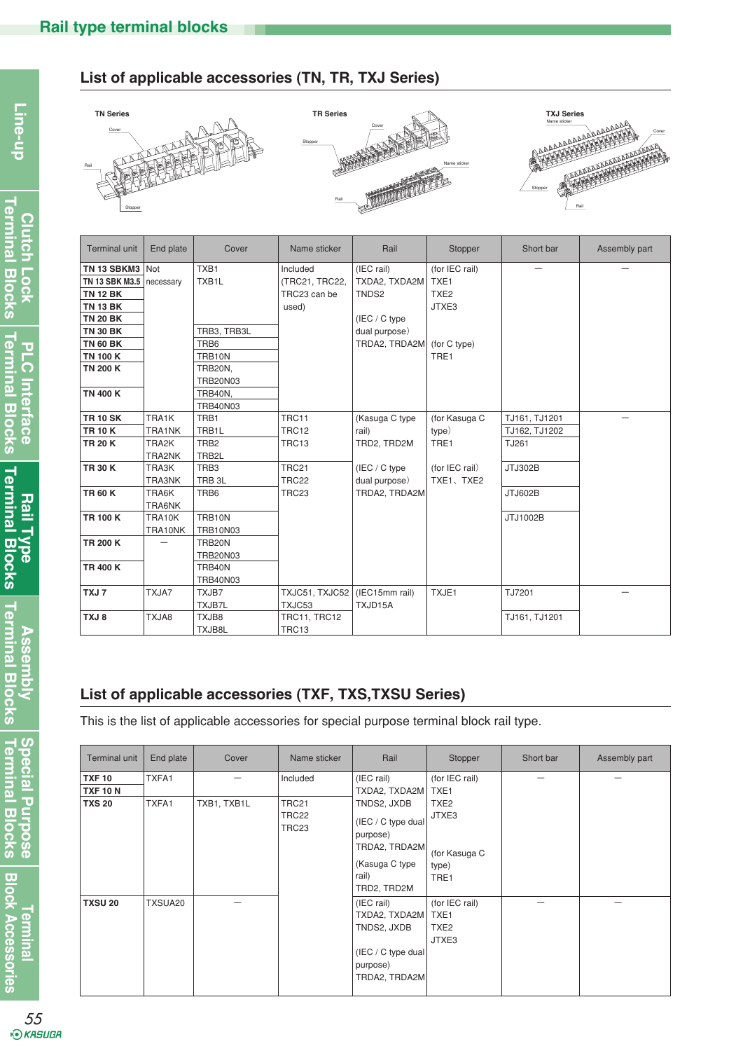# Rail type terminal blocks

## List of applicable accessories (TN, TR, TXJ Series)

TN Series: Cover, Rail, Stopper

TR Series: Cover, Stopper, Name sticker, Rail

TXJ Series: Name sticker, Cover, Stopper, Rail

| Terminal unit | End plate | Cover | Name sticker | Rail | Stopper | Short bar | Assembly part |
|---|---|---|---|---|---|---|---|
| TN 13 SBKM3 | Not necessary | TXB1 | Included (TRC21, TRC22, TRC23 can be used) | (IEC rail) TXDA2, TXDA2M TNDS2 (IEC / C type dual purpose) TRDA2, TRDA2M | (for IEC rail) TXE1 TXE2 JTXE3 (for C type) TRE1 | — | — |
| TN 13 SBK M3.5 | | TXB1L | | | | | |
| TN 12 BK | | | | | | | |
| TN 13 BK | | | | | | | |
| TN 20 BK | | | | | | | |
| TN 30 BK | | TRB3, TRB3L | | | | | |
| TN 60 BK | | TRB6 | | | | | |
| TN 100 K | | TRB10N | | | | | |
| TN 200 K | | TRB20N, TRB20N03 | | | | | |
| TN 400 K | | TRB40N, TRB40N03 | | | | | |
| TR 10 SK | TRA1K | TRB1 | TRC11 | (Kasuga C type rail) TRD2, TRD2M (IEC / C type dual purpose) TRDA2, TRDA2M | (for Kasuga C type) TRE1 (for IEC rail) TXE1、TXE2 | TJ161, TJ1201 | — |
| TR 10 K | TRA1NK | TRB1L | TRC12 | | | TJ162, TJ1202 | |
| TR 20 K | TRA2K TRA2NK | TRB2 TRB2L | TRC13 | | | TJ261 | |
| TR 30 K | TRA3K TRA3NK | TRB3 TRB 3L | TRC21 TRC22 | | | JTJ302B | |
| TR 60 K | TRA6K TRA6NK | TRB6 | TRC23 | | | JTJ602B | |
| TR 100 K | TRA10K TRA10NK | TRB10N TRB10N03 | | | | JTJ1002B | |
| TR 200 K | — | TRB20N TRB20N03 | | | | | |
| TR 400 K | | TRB40N TRB40N03 | | | | | |
| TXJ 7 | TXJA7 | TXJB7 TXJB7L | TXJC51, TXJC52 TXJC53 | (IEC15mm rail) TXJD15A | TXJE1 | TJ7201 | — |
| TXJ 8 | TXJA8 | TXJB8 TXJB8L | TRC11, TRC12 TRC13 | | | TJ161, TJ1201 | |

## List of applicable accessories (TXF, TXS,TXSU Series)

This is the list of applicable accessories for special purpose terminal block rail type.

| Terminal unit | End plate | Cover | Name sticker | Rail | Stopper | Short bar | Assembly part |
|---|---|---|---|---|---|---|---|
| TXF 10 | TXFA1 | — | Included | (IEC rail) TXDA2, TXDA2M TNDS2, JXDB (IEC / C type dual purpose) TRDA2, TRDA2M (Kasuga C type rail) TRD2, TRD2M | (for IEC rail) TXE1 TXE2 JTXE3 (for Kasuga C type) TRE1 | — | — |
| TXF 10 N | | | | | | | |
| TXS 20 | TXFA1 | TXB1, TXB1L | TRC21 TRC22 TRC23 | | | | |
| TXSU 20 | TXSUA20 | — | | (IEC rail) TXDA2, TXDA2M TNDS2, JXDB (IEC / C type dual purpose) TRDA2, TRDA2M | (for IEC rail) TXE1 TXE2 JTXE3 | — | — |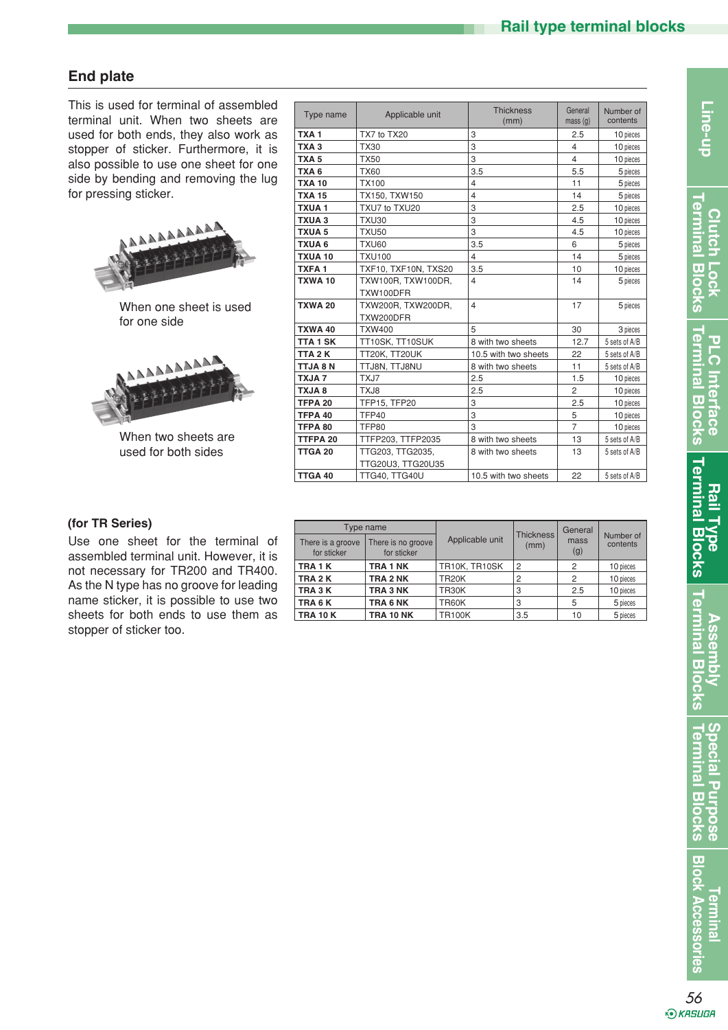## End plate

This is used for terminal of assembled terminal unit. When two sheets are used for both ends, they also work as stopper of sticker. Furthermore, it is also possible to use one sheet for one side by bending and removing the lug for pressing sticker.

When one sheet is used for one side

When two sheets are used for both sides

| Type name | Applicable unit | Thickness (mm) | General mass (g) | Number of contents |
|---|---|---|---|---|
| **TXA 1** | TX7 to TX20 | 3 | 2.5 | 10 pieces |
| **TXA 3** | TX30 | 3 | 4 | 10 pieces |
| **TXA 5** | TX50 | 3 | 4 | 10 pieces |
| **TXA 6** | TX60 | 3.5 | 5.5 | 5 pieces |
| **TXA 10** | TX100 | 4 | 11 | 5 pieces |
| **TXA 15** | TX150, TXW150 | 4 | 14 | 5 pieces |
| **TXUA 1** | TXU7 to TXU20 | 3 | 2.5 | 10 pieces |
| **TXUA 3** | TXU30 | 3 | 4.5 | 10 pieces |
| **TXUA 5** | TXU50 | 3 | 4.5 | 10 pieces |
| **TXUA 6** | TXU60 | 3.5 | 6 | 5 pieces |
| **TXUA 10** | TXU100 | 4 | 14 | 5 pieces |
| **TXFA 1** | TXF10, TXF10N, TXS20 | 3.5 | 10 | 10 pieces |
| **TXWA 10** | TXW100R, TXW100DR, TXW100DFR | 4 | 14 | 5 pieces |
| **TXWA 20** | TXW200R, TXW200DR, TXW200DFR | 4 | 17 | 5 pieces |
| **TXWA 40** | TXW400 | 5 | 30 | 3 pieces |
| **TTA 1 SK** | TT10SK, TT10SUK | 8 with two sheets | 12.7 | 5 sets of A/B |
| **TTA 2 K** | TT20K, TT20UK | 10.5 with two sheets | 22 | 5 sets of A/B |
| **TTJA 8 N** | TTJ8N, TTJ8NU | 8 with two sheets | 11 | 5 sets of A/B |
| **TXJA 7** | TXJ7 | 2.5 | 1.5 | 10 pieces |
| **TXJA 8** | TXJ8 | 2.5 | 2 | 10 pieces |
| **TFPA 20** | TFP15, TFP20 | 3 | 2.5 | 10 pieces |
| **TFPA 40** | TFP40 | 3 | 5 | 10 pieces |
| **TFPA 80** | TFP80 | 3 | 7 | 10 pieces |
| **TTFPA 20** | TTFP203, TTFP2035 | 8 with two sheets | 13 | 5 sets of A/B |
| **TTGA 20** | TTG203, TTG2035, TTG20U3, TTG20U35 | 8 with two sheets | 13 | 5 sets of A/B |
| **TTGA 40** | TTG40, TTG40U | 10.5 with two sheets | 22 | 5 sets of A/B |

### (for TR Series)

Use one sheet for the terminal of assembled terminal unit. However, it is not necessary for TR200 and TR400. As the N type has no groove for leading name sticker, it is possible to use two sheets for both ends to use them as stopper of sticker too.

| Type name | | Applicable unit | Thickness (mm) | General mass (g) | Number of contents |
|---|---|---|---|---|---|
| There is a groove for sticker | There is no groove for sticker | | | | |
| **TRA 1 K** | **TRA 1 NK** | TR10K, TR10SK | 2 | 2 | 10 pieces |
| **TRA 2 K** | **TRA 2 NK** | TR20K | 2 | 2 | 10 pieces |
| **TRA 3 K** | **TRA 3 NK** | TR30K | 3 | 2.5 | 10 pieces |
| **TRA 6 K** | **TRA 6 NK** | TR60K | 3 | 5 | 5 pieces |
| **TRA 10 K** | **TRA 10 NK** | TR100K | 3.5 | 10 | 5 pieces |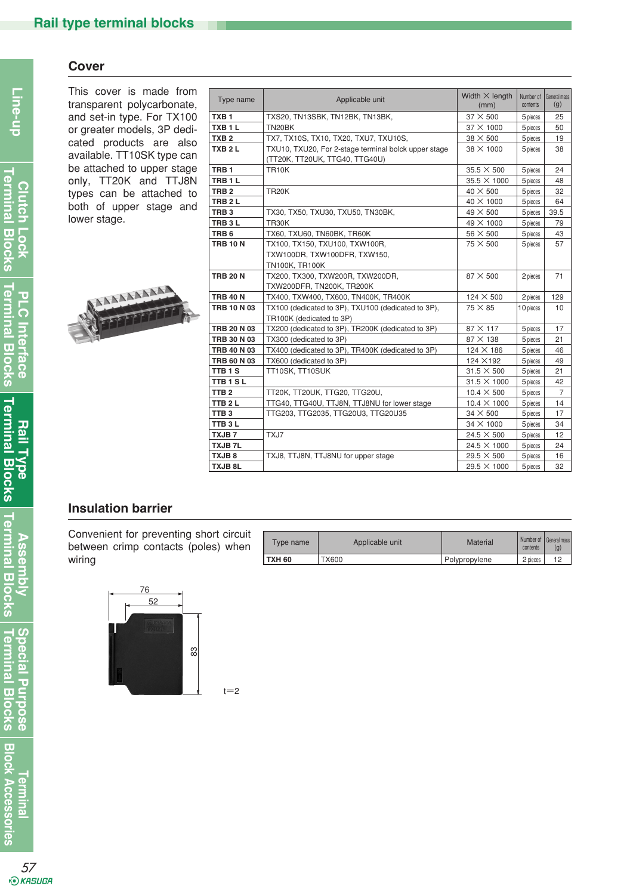## Cover

This cover is made from transparent polycarbonate, and set-in type. For TX100 or greater models, 3P dedicated products are also available. TT10SK type can be attached to upper stage only, TT20K and TTJ8N types can be attached to both of upper stage and lower stage.

| Type name | Applicable unit | Width × length (mm) | Number of contents | General mass (g) |
|---|---|---|---|---|
| **TXB 1** | TXS20, TN13SBK, TN12BK, TN13BK, | 37 × 500 | 5 pieces | 25 |
| **TXB 1 L** | TN20BK | 37 × 1000 | 5 pieces | 50 |
| **TXB 2** | TX7, TX10S, TX10, TX20, TXU7, TXU10S, | 38 × 500 | 5 pieces | 19 |
| **TXB 2 L** | TXU10, TXU20, For 2-stage terminal bolck upper stage (TT20K, TT20UK, TTG40, TTG40U) | 38 × 1000 | 5 pieces | 38 |
| **TRB 1** | TR10K | 35.5 × 500 | 5 pieces | 24 |
| **TRB 1 L** | | 35.5 × 1000 | 5 pieces | 48 |
| **TRB 2** | TR20K | 40 × 500 | 5 pieces | 32 |
| **TRB 2 L** | | 40 × 1000 | 5 pieces | 64 |
| **TRB 3** | TX30, TX50, TXU30, TXU50, TN30BK, | 49 × 500 | 5 pieces | 39.5 |
| **TRB 3 L** | TR30K | 49 × 1000 | 5 pieces | 79 |
| **TRB 6** | TX60, TXU60, TN60BK, TR60K | 56 × 500 | 5 pieces | 43 |
| **TRB 10 N** | TX100, TX150, TXU100, TXW100R, TXW100DR, TXW100DFR, TXW150, TN100K, TR100K | 75 × 500 | 5 pieces | 57 |
| **TRB 20 N** | TX200, TX300, TXW200R, TXW200DR, TXW200DFR, TN200K, TR200K | 87 × 500 | 2 pieces | 71 |
| **TRB 40 N** | TX400, TXW400, TX600, TN400K, TR400K | 124 × 500 | 2 pieces | 129 |
| **TRB 10 N 03** | TX100 (dedicated to 3P), TXU100 (dedicated to 3P), TR100K (dedicated to 3P) | 75 × 85 | 10 pieces | 10 |
| **TRB 20 N 03** | TX200 (dedicated to 3P), TR200K (dedicated to 3P) | 87 × 117 | 5 pieces | 17 |
| **TRB 30 N 03** | TX300 (dedicated to 3P) | 87 × 138 | 5 pieces | 21 |
| **TRB 40 N 03** | TX400 (dedicated to 3P), TR400K (dedicated to 3P) | 124 × 186 | 5 pieces | 46 |
| **TRB 60 N 03** | TX600 (dedicated to 3P) | 124 ×192 | 5 pieces | 49 |
| **TTB 1 S** | TT10SK, TT10SUK | 31.5 × 500 | 5 pieces | 21 |
| **TTB 1 S L** | | 31.5 × 1000 | 5 pieces | 42 |
| **TTB 2** | TT20K, TT20UK, TTG20, TTG20U, | 10.4 × 500 | 5 pieces | 7 |
| **TTB 2 L** | TTG40, TTG40U, TTJ8N, TTJ8NU for lower stage | 10.4 × 1000 | 5 pieces | 14 |
| **TTB 3** | TTG203, TTG2035, TTG20U3, TTG20U35 | 34 × 500 | 5 pieces | 17 |
| **TTB 3 L** | | 34 × 1000 | 5 pieces | 34 |
| **TXJB 7** | TXJ7 | 24.5 × 500 | 5 pieces | 12 |
| **TXJB 7L** | | 24.5 × 1000 | 5 pieces | 24 |
| **TXJB 8** | TXJ8, TTJ8N, TTJ8NU for upper stage | 29.5 × 500 | 5 pieces | 16 |
| **TXJB 8L** | | 29.5 × 1000 | 5 pieces | 32 |

## Insulation barrier

Convenient for preventing short circuit between crimp contacts (poles) when wiring

| Type name | Applicable unit | Material | Number of contents | General mass (g) |
|---|---|---|---|---|
| **TXH 60** | TX600 | Polypropylene | 2 pieces | 12 |

76
52
83
t=2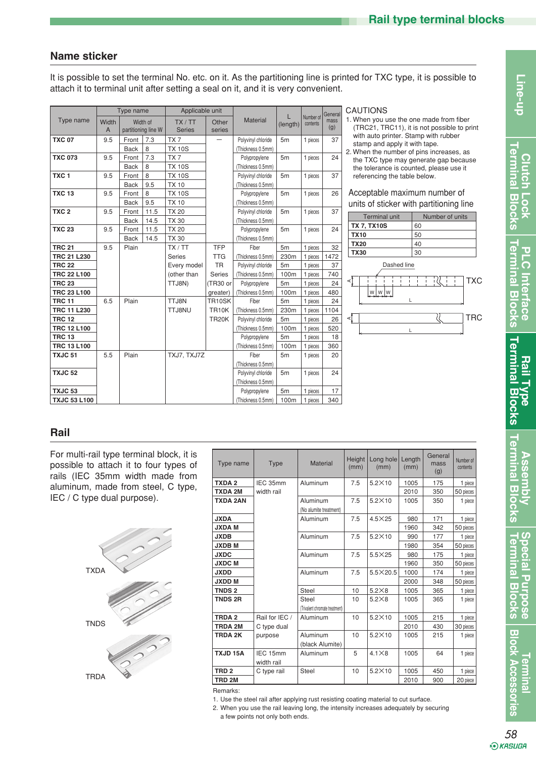## Name sticker

It is possible to set the terminal No. etc. on it. As the partitioning line is printed for TXC type, it is possible to attach it to terminal unit after setting a seal on it, and it is very convenient.

| Type name | Type name | | | Applicable unit | | Material | L (length) | Number of contents | General mass (g) |
|---|---|---|---|---|---|---|---|---|---|
| | Width A | Width of partitioning line W | | TX / TT Series | Other series | | | | |
| **TXC 07** | 9.5 | Front | 7.3 | TX 7 | — | Polyvinyl chloride (Thickness 0.5mm) | 5m | 1 pieces | 37 |
| | | Back | 8 | TX 10S | | | | | |
| **TXC 073** | 9.5 | Front | 7.3 | TX 7 | | Polypropylene (Thickness 0.5mm) | 5m | 1 pieces | 24 |
| | | Back | 8 | TX 10S | | | | | |
| **TXC 1** | 9.5 | Front | 8 | TX 10S | | Polyvinyl chloride (Thickness 0.5mm) | 5m | 1 pieces | 37 |
| | | Back | 9.5 | TX 10 | | | | | |
| **TXC 13** | 9.5 | Front | 8 | TX 10S | | Polypropylene (Thickness 0.5mm) | 5m | 1 pieces | 26 |
| | | Back | 9.5 | TX 10 | | | | | |
| **TXC 2** | 9.5 | Front | 11.5 | TX 20 | | Polyvinyl chloride (Thickness 0.5mm) | 5m | 1 pieces | 37 |
| | | Back | 14.5 | TX 30 | | | | | |
| **TXC 23** | 9.5 | Front | 11.5 | TX 20 | | Polypropylene (Thickness 0.5mm) | 5m | 1 pieces | 24 |
| | | Back | 14.5 | TX 30 | | | | | |
| **TRC 21** | 9.5 | Plain | | TX / TT Series Every model (other than TTJ8N) | TFP TTG TR Series (TR30 or greater) | Fiber (Thickness 0.5mm) | 5m | 1 pieces | 32 |
| **TRC 21 L230** | | | | | | | 230m | 1 pieces | 1472 |
| **TRC 22** | | | | | | Polyvinyl chloride (Thickness 0.5mm) | 5m | 1 pieces | 37 |
| **TRC 22 L100** | | | | | | | 100m | 1 pieces | 740 |
| **TRC 23** | | | | | | Polypropylene (Thickness 0.5mm) | 5m | 1 pieces | 24 |
| **TRC 23 L100** | | | | | | | 100m | 1 pieces | 480 |
| **TRC 11** | 6.5 | Plain | | TTJ8N TTJ8NU | TR10SK TR10K TR20K | Fiber (Thickness 0.5mm) | 5m | 1 pieces | 24 |
| **TRC 11 L230** | | | | | | | 230m | 1 pieces | 1104 |
| **TRC 12** | | | | | | Polyvinyl chloride (Thickness 0.5mm) | 5m | 1 pieces | 26 |
| **TRC 12 L100** | | | | | | | 100m | 1 pieces | 520 |
| **TRC 13** | | | | | | Polypropylene (Thickness 0.5mm) | 5m | 1 pieces | 18 |
| **TRC 13 L100** | | | | | | | 100m | 1 pieces | 360 |
| **TXJC 51** | 5.5 | Plain | | TXJ7, TXJ7Z | | Fiber (Thickness 0.5mm) | 5m | 1 pieces | 20 |
| **TXJC 52** | | | | | | Polyvinyl chloride (Thickness 0.5mm) | 5m | 1 pieces | 24 |
| **TXJC 53** | | | | | | Polypropylene (Thickness 0.5mm) | 5m | 1 pieces | 17 |
| **TXJC 53 L100** | | | | | | | 100m | 1 pieces | 340 |

CAUTIONS

1. When you use the one made from fiber (TRC21, TRC11), it is not possible to print with auto printer. Stamp with rubber stamp and apply it with tape.
2. When the number of pins increases, as the TXC type may generate gap because the tolerance is counted, please use it referencing the table below.

Acceptable maximum number of units of sticker with partitioning line

| Terminal unit | Number of units |
|---|---|
| **TX 7, TX10S** | 60 |
| **TX10** | 50 |
| **TX20** | 40 |
| **TX30** | 30 |

Dashed line

TXC

TRC

## Rail

For multi-rail type terminal block, it is possible to attach it to four types of rails (IEC 35mm width made from aluminum, made from steel, C type, IEC / C type dual purpose).

TXDA

TNDS

TRDA

| Type name | Type | Material | Height (mm) | Long hole (mm) | Length (mm) | General mass (g) | Number of contents |
|---|---|---|---|---|---|---|---|
| **TXDA 2** | IEC 35mm width rail | Aluminum | 7.5 | 5.2×10 | 1005 | 175 | 1 piece |
| **TXDA 2M** | | | | | 2010 | 350 | 50 pieces |
| **TXDA 2AN** | | Aluminum (No alumite treatment) | 7.5 | 5.2×10 | 1005 | 350 | 1 piece |
| **JXDA** | | Aluminum | 7.5 | 4.5×25 | 980 | 171 | 1 piece |
| **JXDA M** | | | | | 1960 | 342 | 50 pieces |
| **JXDB** | | Aluminum | 7.5 | 5.2×10 | 990 | 177 | 1 piece |
| **JXDB M** | | | | | 1980 | 354 | 50 pieces |
| **JXDC** | | Aluminum | 7.5 | 5.5×25 | 980 | 175 | 1 piece |
| **JXDC M** | | | | | 1960 | 350 | 50 pieces |
| **JXDD** | | Aluminum | 7.5 | 5.5×20.5 | 1000 | 174 | 1 piece |
| **JXDD M** | | | | | 2000 | 348 | 50 pieces |
| **TNDS 2** | | Steel | 10 | 5.2×8 | 1005 | 365 | 1 piece |
| **TNDS 2R** | | Steel (Trivalent chromate treatment) | 10 | 5.2×8 | 1005 | 365 | 1 piece |
| **TRDA 2** | Rail for IEC / C type dual purpose | Aluminum | 10 | 5.2×10 | 1005 | 215 | 1 piece |
| **TRDA 2M** | | | | | 2010 | 430 | 30 pieces |
| **TRDA 2K** | | Aluminum (black Alumite) | 10 | 5.2×10 | 1005 | 215 | 1 piece |
| **TXJD 15A** | IEC 15mm width rail | Aluminum | 5 | 4.1×8 | 1005 | 64 | 1 piece |
| **TRD 2** | C type rail | Steel | 10 | 5.2×10 | 1005 | 450 | 1 piece |
| **TRD 2M** | | | | | 2010 | 900 | 20 piece |

Remarks:

1. Use the steel rail after applying rust resisting coating material to cut surface.
2. When you use the rail leaving too long, the intensity increases adequately by securing a few points not only both ends.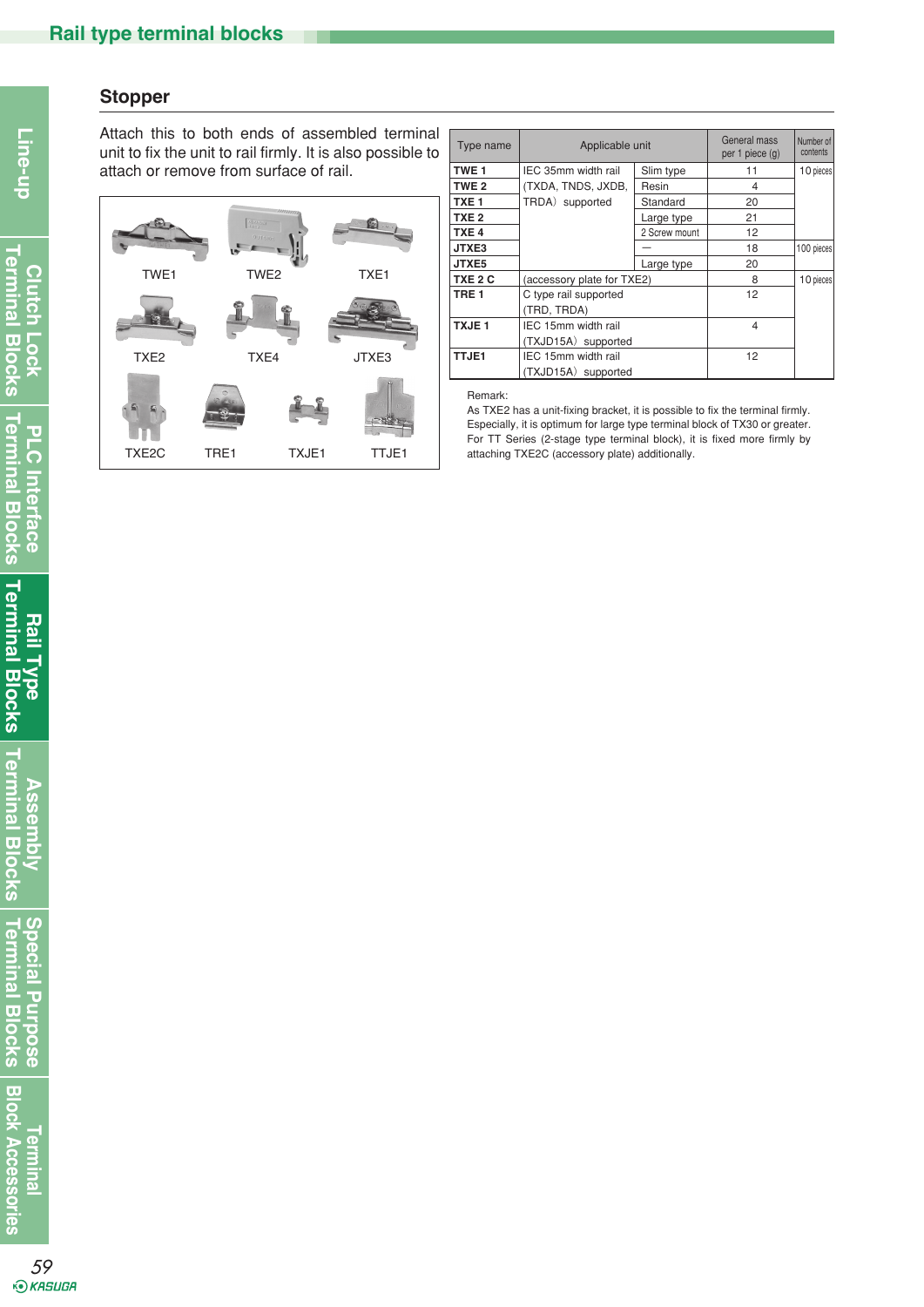## Stopper

Attach this to both ends of assembled terminal unit to fix the unit to rail firmly. It is also possible to attach or remove from surface of rail.

TWE1　TWE2　TXE1

TXE2　TXE4　JTXE3

TXE2C　TRE1　TXJE1　TTJE1

| Type name | Applicable unit | | General mass per 1 piece (g) | Number of contents |
|---|---|---|---|---|
| **TWE 1** | IEC 35mm width rail (TXDA, TNDS, JXDB, TRDA) supported | Slim type | 11 | 10 pieces |
| **TWE 2** | | Resin | 4 | |
| **TXE 1** | | Standard | 20 | |
| **TXE 2** | | Large type | 21 | |
| **TXE 4** | | 2 Screw mount | 12 | |
| **JTXE3** | | — | 18 | 100 pieces |
| **JTXE5** | | Large type | 20 | |
| **TXE 2 C** | (accessory plate for TXE2) | | 8 | 10 pieces |
| **TRE 1** | C type rail supported (TRD, TRDA) | | 12 | |
| **TXJE 1** | IEC 15mm width rail (TXJD15A) supported | | 4 | |
| **TTJE1** | IEC 15mm width rail (TXJD15A) supported | | 12 | |

Remark:
As TXE2 has a unit-fixing bracket, it is possible to fix the terminal firmly.
Especially, it is optimum for large type terminal block of TX30 or greater.
For TT Series (2-stage type terminal block), it is fixed more firmly by attaching TXE2C (accessory plate) additionally.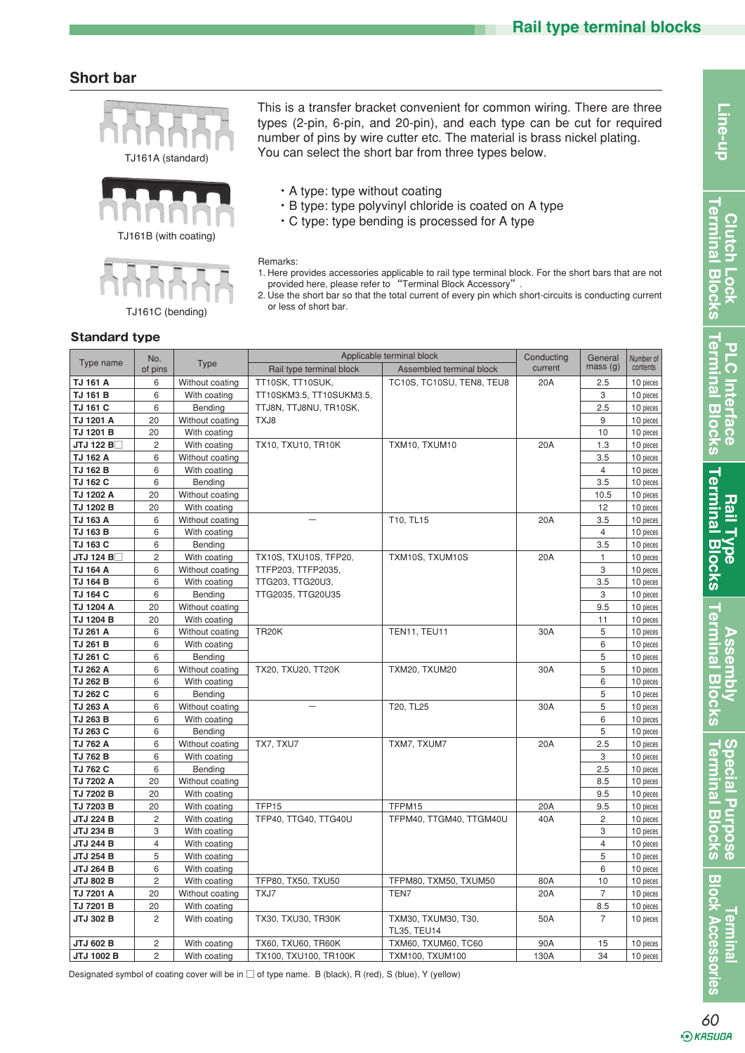## Short bar

TJ161A (standard)

TJ161B (with coating)

TJ161C (bending)

This is a transfer bracket convenient for common wiring. There are three types (2-pin, 6-pin, and 20-pin), and each type can be cut for required number of pins by wire cutter etc. The material is brass nickel plating. You can select the short bar from three types below.

- A type: type without coating
- B type: type polyvinyl chloride is coated on A type
- C type: type bending is processed for A type

Remarks:
1. Here provides accessories applicable to rail type terminal block. For the short bars that are not provided here, please refer to "Terminal Block Accessory".
2. Use the short bar so that the total current of every pin which short-circuits is conducting current or less of short bar.

### Standard type

| Type name | No. of pins | Type | Applicable terminal block | | Conducting current | General mass (g) | Number of contents |
|---|---|---|---|---|---|---|---|
| | | | Rail type terminal block | Assembled terminal block | | | |
| **TJ 161 A** | 6 | Without coating | TT10SK, TT10SUK, TT10SKM3.5, TT10SUKM3.5, TTJ8N, TTJ8NU, TR10SK, TXJ8 | TC10S, TC10SU, TEN8, TEU8 | 20A | 2.5 | 10 pieces |
| **TJ 161 B** | 6 | With coating | | | | 3 | 10 pieces |
| **TJ 161 C** | 6 | Bending | | | | 2.5 | 10 pieces |
| **TJ 1201 A** | 20 | Without coating | | | | 9 | 10 pieces |
| **TJ 1201 B** | 20 | With coating | | | | 10 | 10 pieces |
| **JTJ 122 B□** | 2 | With coating | TX10, TXU10, TR10K | TXM10, TXUM10 | 20A | 1.3 | 10 pieces |
| **TJ 162 A** | 6 | Without coating | | | | 3.5 | 10 pieces |
| **TJ 162 B** | 6 | With coating | | | | 4 | 10 pieces |
| **TJ 162 C** | 6 | Bending | | | | 3.5 | 10 pieces |
| **TJ 1202 A** | 20 | Without coating | | | | 10.5 | 10 pieces |
| **TJ 1202 B** | 20 | With coating | | | | 12 | 10 pieces |
| **TJ 163 A** | 6 | Without coating | — | T10, TL15 | 20A | 3.5 | 10 pieces |
| **TJ 163 B** | 6 | With coating | | | | 4 | 10 pieces |
| **TJ 163 C** | 6 | Bending | | | | 3.5 | 10 pieces |
| **JTJ 124 B□** | 2 | With coating | TX10S, TXU10S, TFP20, TTFP203, TTFP2035, TTG203, TTG20U3, TTG2035, TTG20U35 | TXM10S, TXUM10S | 20A | 1 | 10 pieces |
| **TJ 164 A** | 6 | Without coating | | | | 3 | 10 pieces |
| **TJ 164 B** | 6 | With coating | | | | 3.5 | 10 pieces |
| **TJ 164 C** | 6 | Bending | | | | 3 | 10 pieces |
| **TJ 1204 A** | 20 | Without coating | | | | 9.5 | 10 pieces |
| **TJ 1204 B** | 20 | With coating | | | | 11 | 10 pieces |
| **TJ 261 A** | 6 | Without coating | TR20K | TEN11, TEU11 | 30A | 5 | 10 pieces |
| **TJ 261 B** | 6 | With coating | | | | 6 | 10 pieces |
| **TJ 261 C** | 6 | Bending | | | | 5 | 10 pieces |
| **TJ 262 A** | 6 | Without coating | TX20, TXU20, TT20K | TXM20, TXUM20 | 30A | 5 | 10 pieces |
| **TJ 262 B** | 6 | With coating | | | | 6 | 10 pieces |
| **TJ 262 C** | 6 | Bending | | | | 5 | 10 pieces |
| **TJ 263 A** | 6 | Without coating | — | T20, TL25 | 30A | 5 | 10 pieces |
| **TJ 263 B** | 6 | With coating | | | | 6 | 10 pieces |
| **TJ 263 C** | 6 | Bending | | | | 5 | 10 pieces |
| **TJ 762 A** | 6 | Without coating | TX7, TXU7 | TXM7, TXUM7 | 20A | 2.5 | 10 pieces |
| **TJ 762 B** | 6 | With coating | | | | 3 | 10 pieces |
| **TJ 762 C** | 6 | Bending | | | | 2.5 | 10 pieces |
| **TJ 7202 A** | 20 | Without coating | | | | 8.5 | 10 pieces |
| **TJ 7202 B** | 20 | With coating | | | | 9.5 | 10 pieces |
| **TJ 7203 B** | 20 | With coating | TFP15 | TFPM15 | 20A | 9.5 | 10 pieces |
| **JTJ 224 B** | 2 | With coating | TFP40, TTG40, TTG40U | TFPM40, TTGM40, TTGM40U | 40A | 2 | 10 pieces |
| **JTJ 234 B** | 3 | With coating | | | | 3 | 10 pieces |
| **JTJ 244 B** | 4 | With coating | | | | 4 | 10 pieces |
| **JTJ 254 B** | 5 | With coating | | | | 5 | 10 pieces |
| **JTJ 264 B** | 6 | With coating | | | | 6 | 10 pieces |
| **JTJ 802 B** | 2 | With coating | TFP80, TX50, TXU50 | TFPM80, TXM50, TXUM50 | 80A | 10 | 10 pieces |
| **TJ 7201 A** | 20 | Without coating | TXJ7 | TEN7 | 20A | 7 | 10 pieces |
| **TJ 7201 B** | 20 | With coating | | | | 8.5 | 10 pieces |
| **JTJ 302 B** | 2 | With coating | TX30, TXU30, TR30K | TXM30, TXUM30, T30, TL35, TEU14 | 50A | 7 | 10 pieces |
| **JTJ 602 B** | 2 | With coating | TX60, TXU60, TR60K | TXM60, TXUM60, TC60 | 90A | 15 | 10 pieces |
| **JTJ 1002 B** | 2 | With coating | TX100, TXU100, TR100K | TXM100, TXUM100 | 130A | 34 | 10 pieces |

Designated symbol of coating cover will be in □ of type name. B (black), R (red), S (blue), Y (yellow)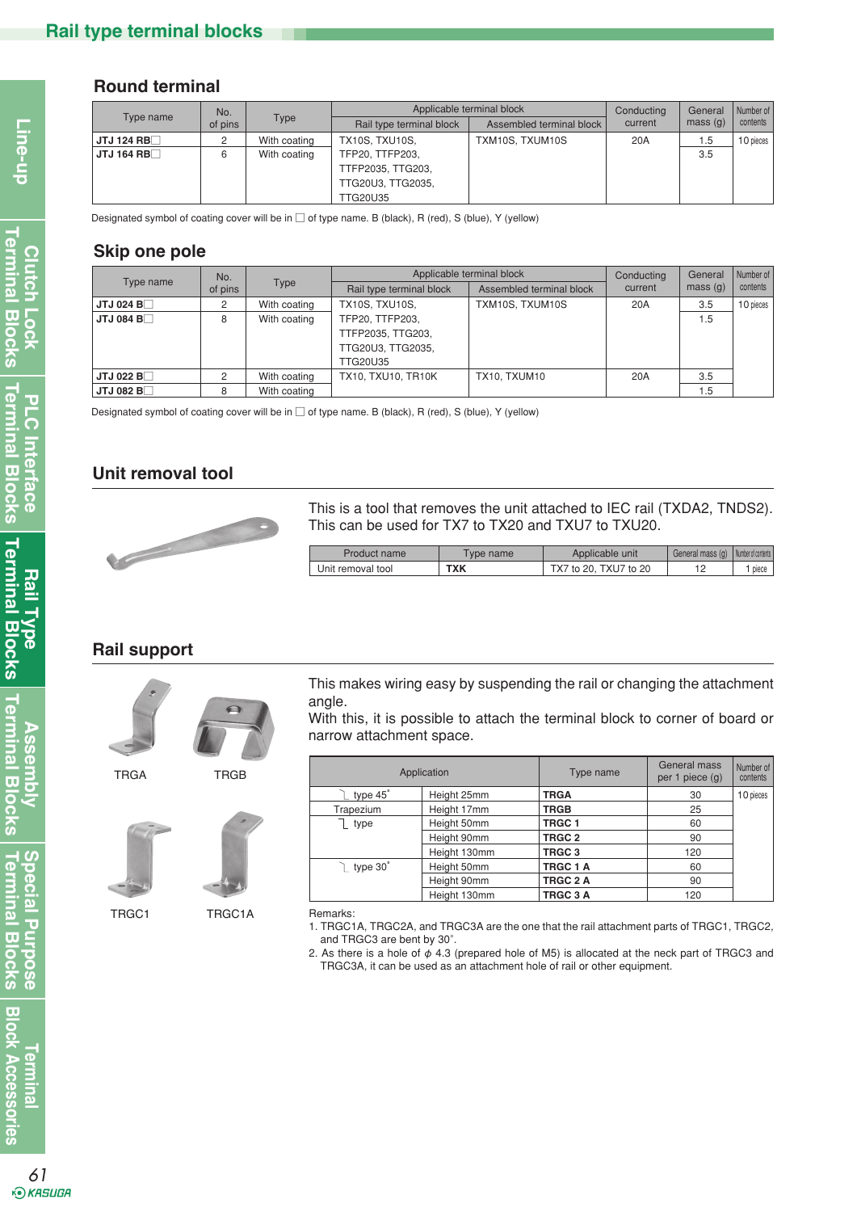## Round terminal

| Type name | No. of pins | Type | Applicable terminal block | | Conducting current | General mass (g) | Number of contents |
|---|---|---|---|---|---|---|---|
| | | | Rail type terminal block | Assembled terminal block | | | |
| JTJ 124 RB□ | 2 | With coating | TX10S, TXU10S, | TXM10S, TXUM10S | 20A | 1.5 | 10 pieces |
| JTJ 164 RB□ | 6 | With coating | TFP20, TTFP203, TTFP2035, TTG203, TTG20U3, TTG2035, TTG20U35 | | | 3.5 | |

Designated symbol of coating cover will be in □ of type name. B (black), R (red), S (blue), Y (yellow)

## Skip one pole

| Type name | No. of pins | Type | Applicable terminal block | | Conducting current | General mass (g) | Number of contents |
|---|---|---|---|---|---|---|---|
| | | | Rail type terminal block | Assembled terminal block | | | |
| JTJ 024 B□ | 2 | With coating | TX10S, TXU10S, | TXM10S, TXUM10S | 20A | 3.5 | 10 pieces |
| JTJ 084 B□ | 8 | With coating | TFP20, TTFP203, TTFP2035, TTG203, TTG20U3, TTG2035, TTG20U35 | | | 1.5 | |
| JTJ 022 B□ | 2 | With coating | TX10, TXU10, TR10K | TX10, TXUM10 | 20A | 3.5 | |
| JTJ 082 B□ | 8 | With coating | | | | 1.5 | |

Designated symbol of coating cover will be in □ of type name. B (black), R (red), S (blue), Y (yellow)

## Unit removal tool

This is a tool that removes the unit attached to IEC rail (TXDA2, TNDS2).
This can be used for TX7 to TX20 and TXU7 to TXU20.

| Product name | Type name | Applicable unit | General mass (g) | Number of contents |
|---|---|---|---|---|
| Unit removal tool | TXK | TX7 to 20, TXU7 to 20 | 12 | 1 piece |

## Rail support

TRGA TRGB

TRGC1 TRGC1A

This makes wiring easy by suspending the rail or changing the attachment angle.
With this, it is possible to attach the terminal block to corner of board or narrow attachment space.

| Application | | Type name | General mass per 1 piece (g) | Number of contents |
|---|---|---|---|---|
| ⎿ type 45° | Height 25mm | TRGA | 30 | 10 pieces |
| Trapezium | Height 17mm | TRGB | 25 | |
| ⎾ type | Height 50mm | TRGC 1 | 60 | |
| | Height 90mm | TRGC 2 | 90 | |
| | Height 130mm | TRGC 3 | 120 | |
| ⎿ type 30° | Height 50mm | TRGC 1 A | 60 | |
| | Height 90mm | TRGC 2 A | 90 | |
| | Height 130mm | TRGC 3 A | 120 | |

Remarks:
1. TRGC1A, TRGC2A, and TRGC3A are the one that the rail attachment parts of TRGC1, TRGC2, and TRGC3 are bent by 30°.
2. As there is a hole of $\phi$ 4.3 (prepared hole of M5) is allocated at the neck part of TRGC3 and TRGC3A, it can be used as an attachment hole of rail or other equipment.